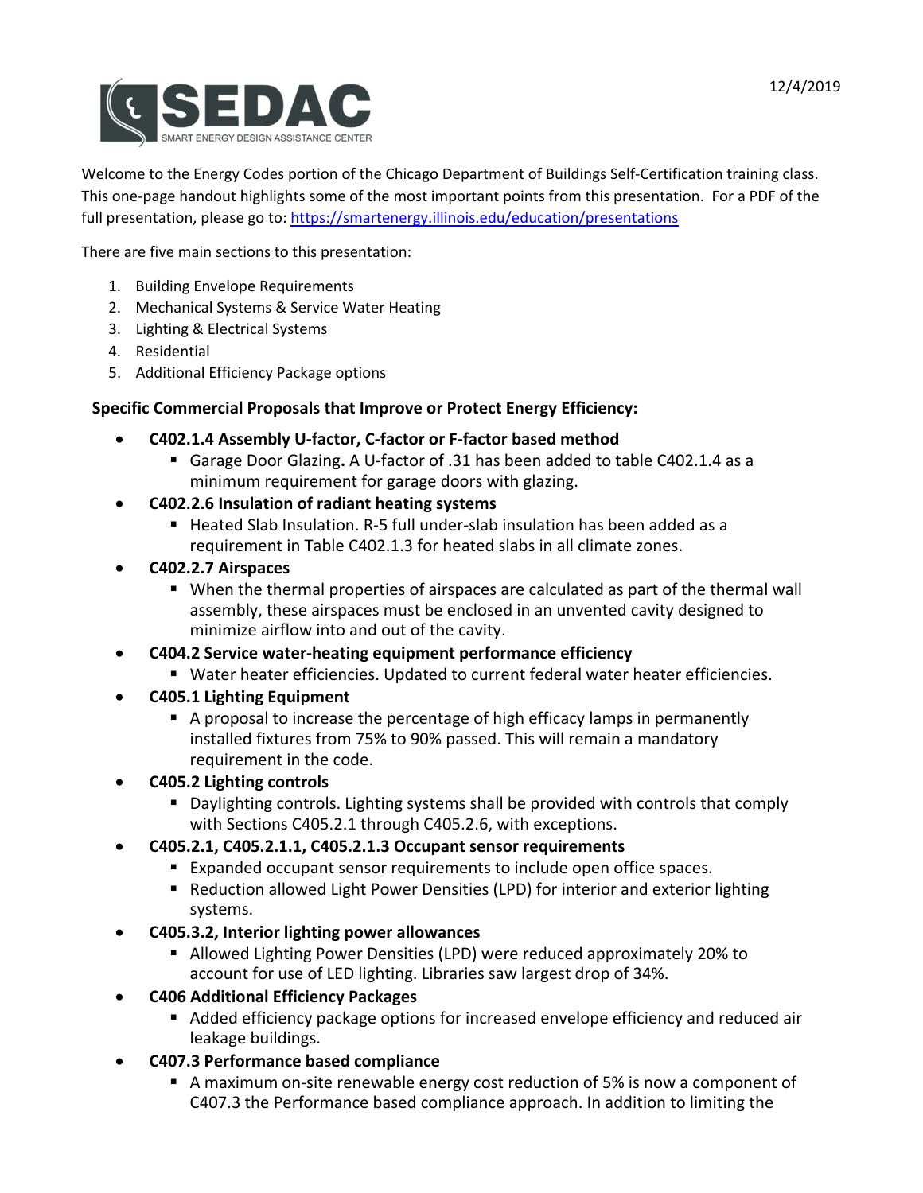SEDAC
SMART ENERGY DESIGN ASSISTANCE CENTER

12/4/2019

Welcome to the Energy Codes portion of the Chicago Department of Buildings Self-Certification training class. This one-page handout highlights some of the most important points from this presentation. For a PDF of the full presentation, please go to: [https://smartenergy.illinois.edu/education/presentations](https://smartenergy.illinois.edu/education/presentations)

There are five main sections to this presentation:

1. Building Envelope Requirements
2. Mechanical Systems & Service Water Heating
3. Lighting & Electrical Systems
4. Residential
5. Additional Efficiency Package options

**Specific Commercial Proposals that Improve or Protect Energy Efficiency:**

- **C402.1.4 Assembly U-factor, C-factor or F-factor based method**
  - Garage Door Glazing**.** A U-factor of .31 has been added to table C402.1.4 as a minimum requirement for garage doors with glazing.
- **C402.2.6 Insulation of radiant heating systems**
  - Heated Slab Insulation. R-5 full under-slab insulation has been added as a requirement in Table C402.1.3 for heated slabs in all climate zones.
- **C402.2.7 Airspaces**
  - When the thermal properties of airspaces are calculated as part of the thermal wall assembly, these airspaces must be enclosed in an unvented cavity designed to minimize airflow into and out of the cavity.
- **C404.2 Service water-heating equipment performance efficiency**
  - Water heater efficiencies. Updated to current federal water heater efficiencies.
- **C405.1 Lighting Equipment**
  - A proposal to increase the percentage of high efficacy lamps in permanently installed fixtures from 75% to 90% passed. This will remain a mandatory requirement in the code.
- **C405.2 Lighting controls**
  - Daylighting controls. Lighting systems shall be provided with controls that comply with Sections C405.2.1 through C405.2.6, with exceptions.
- **C405.2.1, C405.2.1.1, C405.2.1.3 Occupant sensor requirements**
  - Expanded occupant sensor requirements to include open office spaces.
  - Reduction allowed Light Power Densities (LPD) for interior and exterior lighting systems.
- **C405.3.2, Interior lighting power allowances**
  - Allowed Lighting Power Densities (LPD) were reduced approximately 20% to account for use of LED lighting. Libraries saw largest drop of 34%.
- **C406 Additional Efficiency Packages**
  - Added efficiency package options for increased envelope efficiency and reduced air leakage buildings.
- **C407.3 Performance based compliance**
  - A maximum on-site renewable energy cost reduction of 5% is now a component of C407.3 the Performance based compliance approach. In addition to limiting the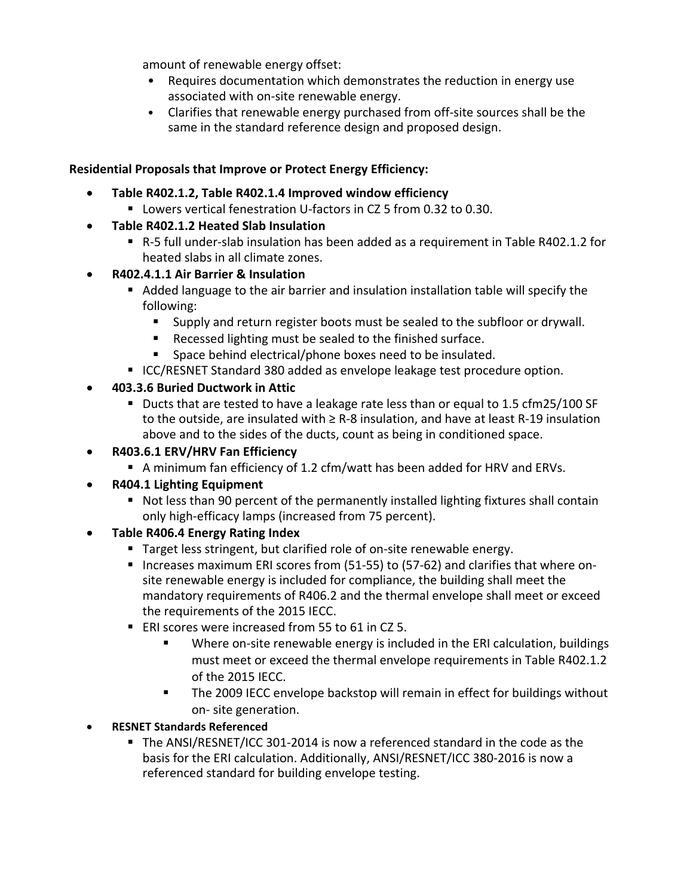amount of renewable energy offset:

- Requires documentation which demonstrates the reduction in energy use associated with on-site renewable energy.
- Clarifies that renewable energy purchased from off-site sources shall be the same in the standard reference design and proposed design.

**Residential Proposals that Improve or Protect Energy Efficiency:**

- **Table R402.1.2, Table R402.1.4 Improved window efficiency**
  - Lowers vertical fenestration U-factors in CZ 5 from 0.32 to 0.30.
- **Table R402.1.2 Heated Slab Insulation**
  - R-5 full under-slab insulation has been added as a requirement in Table R402.1.2 for heated slabs in all climate zones.
- **R402.4.1.1 Air Barrier & Insulation**
  - Added language to the air barrier and insulation installation table will specify the following:
    - Supply and return register boots must be sealed to the subfloor or drywall.
    - Recessed lighting must be sealed to the finished surface.
    - Space behind electrical/phone boxes need to be insulated.
  - ICC/RESNET Standard 380 added as envelope leakage test procedure option.
- **403.3.6 Buried Ductwork in Attic**
  - Ducts that are tested to have a leakage rate less than or equal to 1.5 cfm25/100 SF to the outside, are insulated with ≥ R-8 insulation, and have at least R-19 insulation above and to the sides of the ducts, count as being in conditioned space.
- **R403.6.1 ERV/HRV Fan Efficiency**
  - A minimum fan efficiency of 1.2 cfm/watt has been added for HRV and ERVs.
- **R404.1 Lighting Equipment**
  - Not less than 90 percent of the permanently installed lighting fixtures shall contain only high-efficacy lamps (increased from 75 percent).
- **Table R406.4 Energy Rating Index**
  - Target less stringent, but clarified role of on-site renewable energy.
  - Increases maximum ERI scores from (51-55) to (57-62) and clarifies that where on-site renewable energy is included for compliance, the building shall meet the mandatory requirements of R406.2 and the thermal envelope shall meet or exceed the requirements of the 2015 IECC.
  - ERI scores were increased from 55 to 61 in CZ 5.
    - Where on-site renewable energy is included in the ERI calculation, buildings must meet or exceed the thermal envelope requirements in Table R402.1.2 of the 2015 IECC.
    - The 2009 IECC envelope backstop will remain in effect for buildings without on- site generation.
- **RESNET Standards Referenced**
  - The ANSI/RESNET/ICC 301-2014 is now a referenced standard in the code as the basis for the ERI calculation. Additionally, ANSI/RESNET/ICC 380-2016 is now a referenced standard for building envelope testing.